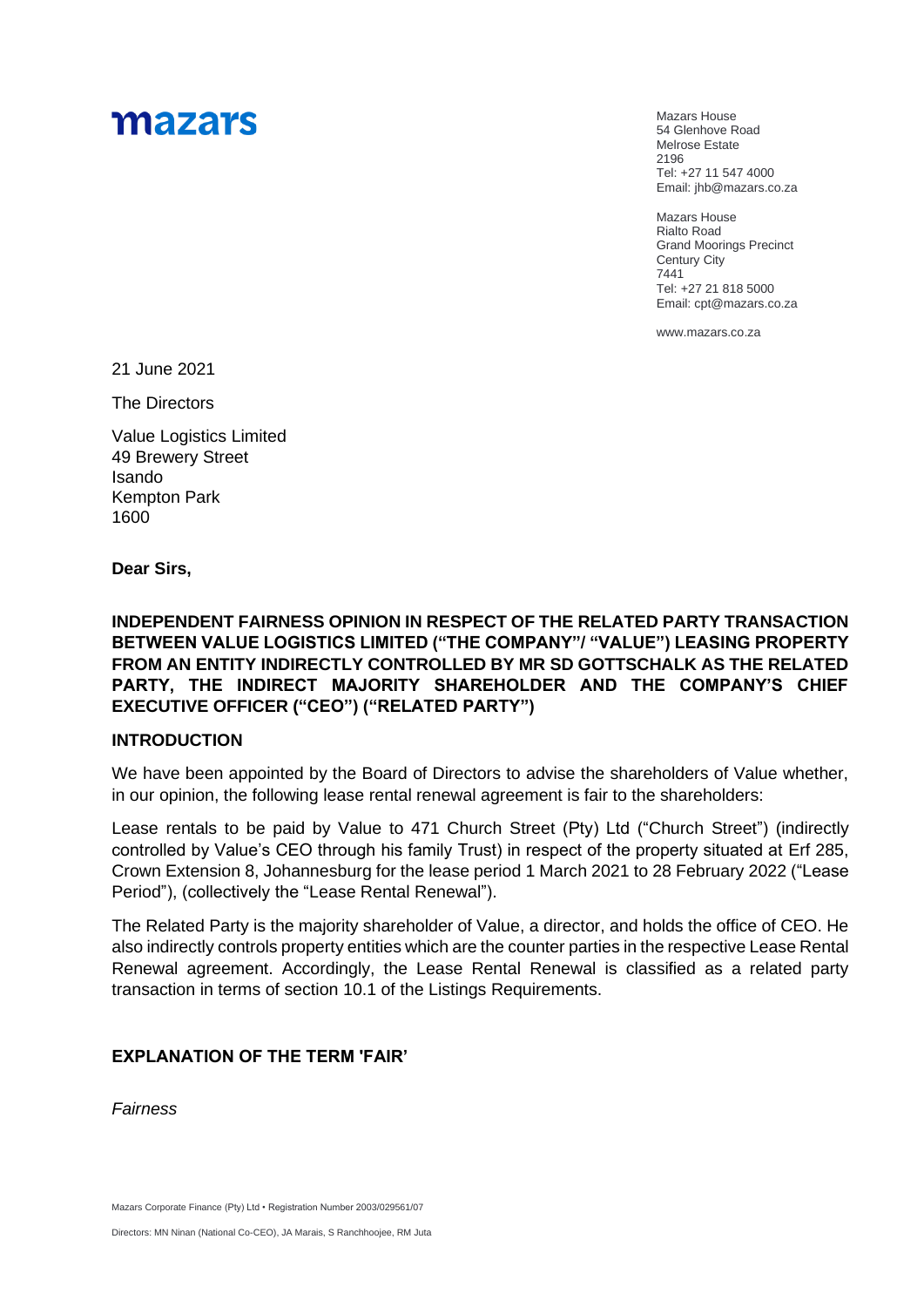# mazars

Mazars House
54 Glenhove Road
Melrose Estate
2196
Tel: +27 11 547 4000
Email: jhb@mazars.co.za

Mazars House
Rialto Road
Grand Moorings Precinct
Century City
7441
Tel: +27 21 818 5000
Email: cpt@mazars.co.za

www.mazars.co.za

21 June 2021

The Directors

Value Logistics Limited
49 Brewery Street
Isando
Kempton Park
1600

**Dear Sirs,**

**INDEPENDENT FAIRNESS OPINION IN RESPECT OF THE RELATED PARTY TRANSACTION BETWEEN VALUE LOGISTICS LIMITED ("THE COMPANY"/ "VALUE") LEASING PROPERTY FROM AN ENTITY INDIRECTLY CONTROLLED BY MR SD GOTTSCHALK AS THE RELATED PARTY, THE INDIRECT MAJORITY SHAREHOLDER AND THE COMPANY'S CHIEF EXECUTIVE OFFICER ("CEO") ("RELATED PARTY")**

## INTRODUCTION

We have been appointed by the Board of Directors to advise the shareholders of Value whether, in our opinion, the following lease rental renewal agreement is fair to the shareholders:

Lease rentals to be paid by Value to 471 Church Street (Pty) Ltd ("Church Street") (indirectly controlled by Value's CEO through his family Trust) in respect of the property situated at Erf 285, Crown Extension 8, Johannesburg for the lease period 1 March 2021 to 28 February 2022 ("Lease Period"), (collectively the "Lease Rental Renewal").

The Related Party is the majority shareholder of Value, a director, and holds the office of CEO. He also indirectly controls property entities which are the counter parties in the respective Lease Rental Renewal agreement. Accordingly, the Lease Rental Renewal is classified as a related party transaction in terms of section 10.1 of the Listings Requirements.

## EXPLANATION OF THE TERM 'FAIR'

*Fairness*

Mazars Corporate Finance (Pty) Ltd • Registration Number 2003/029561/07

Directors: MN Ninan (National Co-CEO), JA Marais, S Ranchhoojee, RM Juta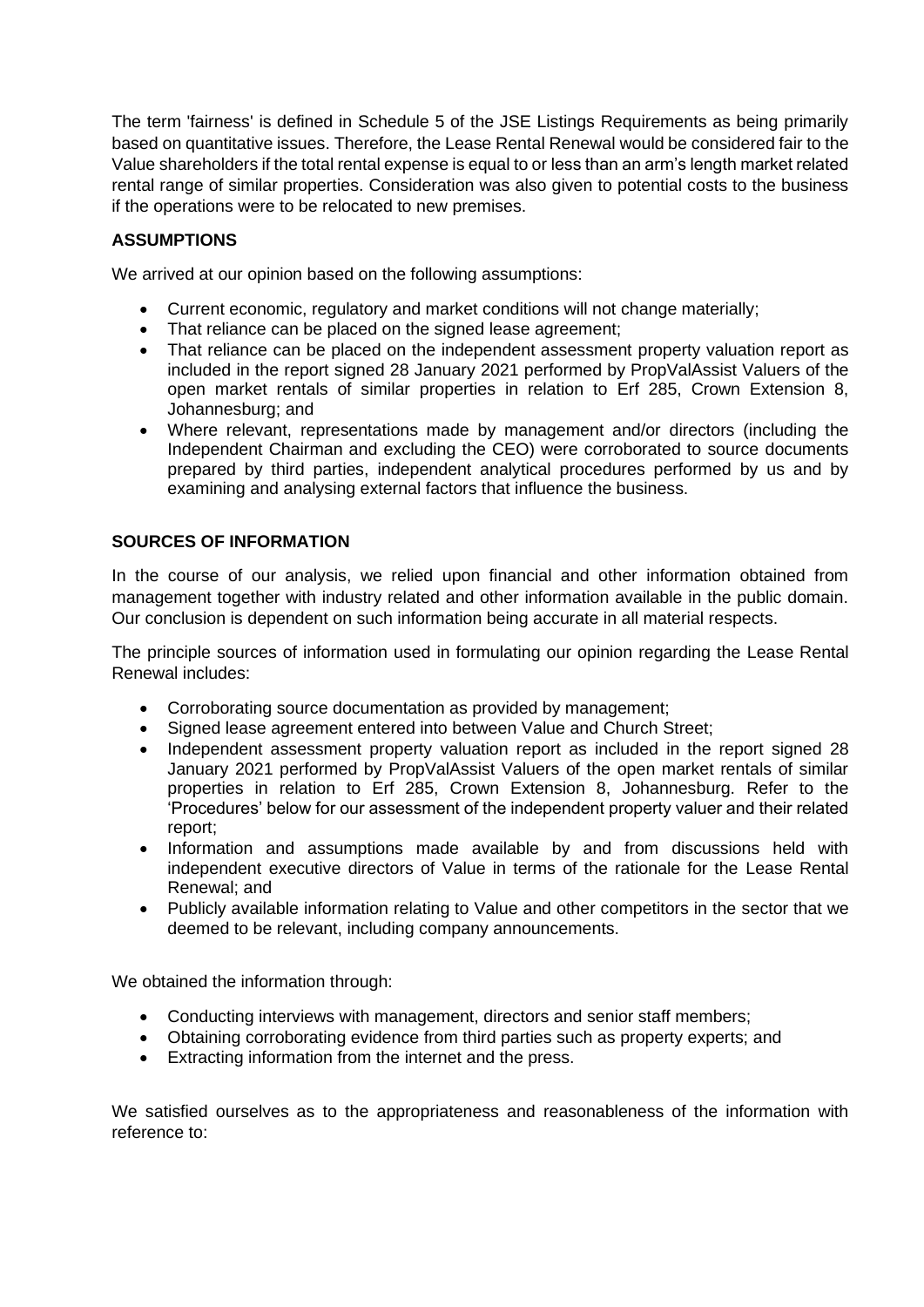The term 'fairness' is defined in Schedule 5 of the JSE Listings Requirements as being primarily based on quantitative issues. Therefore, the Lease Rental Renewal would be considered fair to the Value shareholders if the total rental expense is equal to or less than an arm's length market related rental range of similar properties. Consideration was also given to potential costs to the business if the operations were to be relocated to new premises.

**ASSUMPTIONS**

We arrived at our opinion based on the following assumptions:

- Current economic, regulatory and market conditions will not change materially;
- That reliance can be placed on the signed lease agreement;
- That reliance can be placed on the independent assessment property valuation report as included in the report signed 28 January 2021 performed by PropValAssist Valuers of the open market rentals of similar properties in relation to Erf 285, Crown Extension 8, Johannesburg; and
- Where relevant, representations made by management and/or directors (including the Independent Chairman and excluding the CEO) were corroborated to source documents prepared by third parties, independent analytical procedures performed by us and by examining and analysing external factors that influence the business.

**SOURCES OF INFORMATION**

In the course of our analysis, we relied upon financial and other information obtained from management together with industry related and other information available in the public domain. Our conclusion is dependent on such information being accurate in all material respects.

The principle sources of information used in formulating our opinion regarding the Lease Rental Renewal includes:

- Corroborating source documentation as provided by management;
- Signed lease agreement entered into between Value and Church Street;
- Independent assessment property valuation report as included in the report signed 28 January 2021 performed by PropValAssist Valuers of the open market rentals of similar properties in relation to Erf 285, Crown Extension 8, Johannesburg. Refer to the 'Procedures' below for our assessment of the independent property valuer and their related report;
- Information and assumptions made available by and from discussions held with independent executive directors of Value in terms of the rationale for the Lease Rental Renewal; and
- Publicly available information relating to Value and other competitors in the sector that we deemed to be relevant, including company announcements.

We obtained the information through:

- Conducting interviews with management, directors and senior staff members;
- Obtaining corroborating evidence from third parties such as property experts; and
- Extracting information from the internet and the press.

We satisfied ourselves as to the appropriateness and reasonableness of the information with reference to: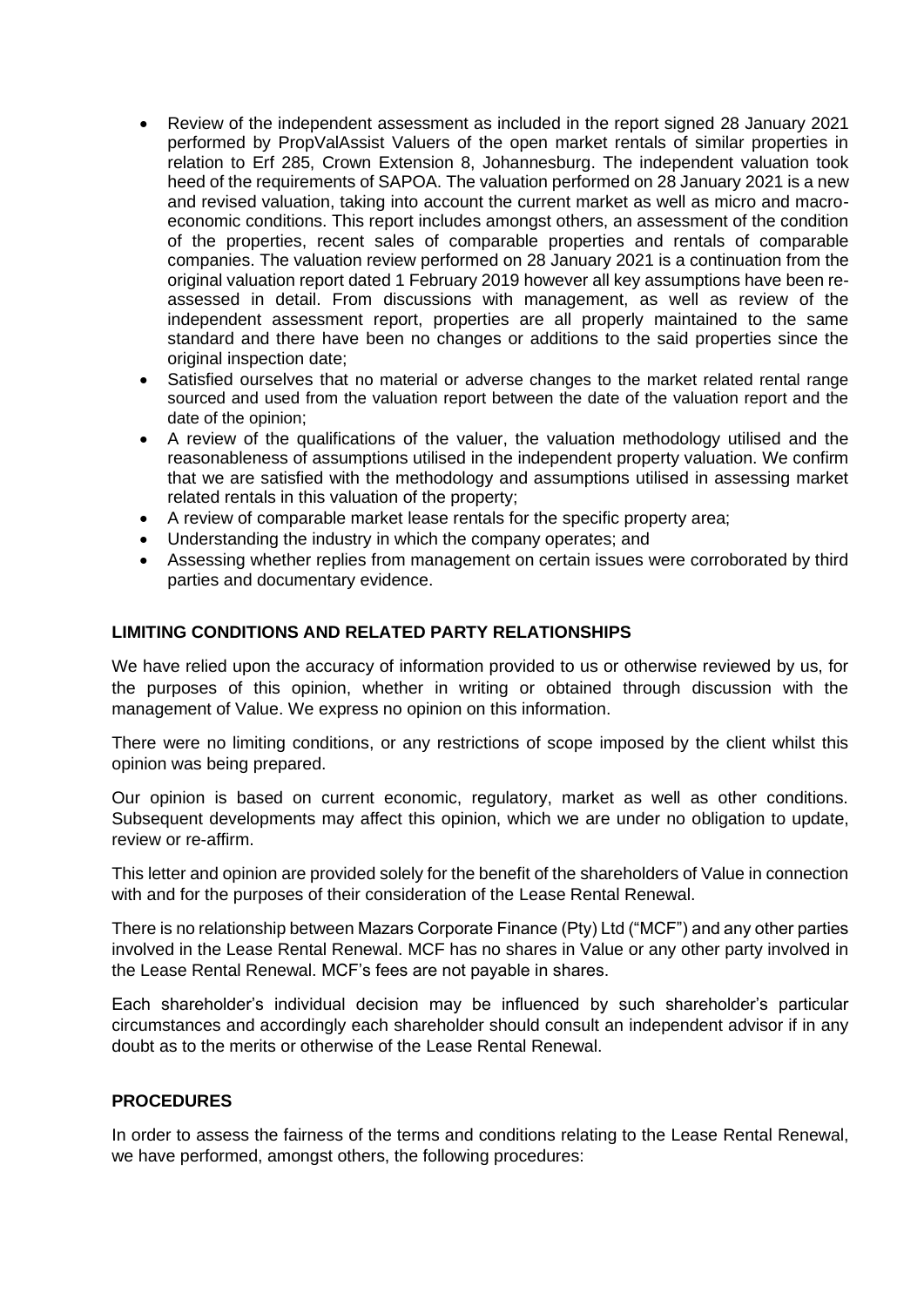- Review of the independent assessment as included in the report signed 28 January 2021 performed by PropValAssist Valuers of the open market rentals of similar properties in relation to Erf 285, Crown Extension 8, Johannesburg. The independent valuation took heed of the requirements of SAPOA. The valuation performed on 28 January 2021 is a new and revised valuation, taking into account the current market as well as micro and macro-economic conditions. This report includes amongst others, an assessment of the condition of the properties, recent sales of comparable properties and rentals of comparable companies. The valuation review performed on 28 January 2021 is a continuation from the original valuation report dated 1 February 2019 however all key assumptions have been re-assessed in detail. From discussions with management, as well as review of the independent assessment report, properties are all properly maintained to the same standard and there have been no changes or additions to the said properties since the original inspection date;
- Satisfied ourselves that no material or adverse changes to the market related rental range sourced and used from the valuation report between the date of the valuation report and the date of the opinion;
- A review of the qualifications of the valuer, the valuation methodology utilised and the reasonableness of assumptions utilised in the independent property valuation. We confirm that we are satisfied with the methodology and assumptions utilised in assessing market related rentals in this valuation of the property;
- A review of comparable market lease rentals for the specific property area;
- Understanding the industry in which the company operates; and
- Assessing whether replies from management on certain issues were corroborated by third parties and documentary evidence.

**LIMITING CONDITIONS AND RELATED PARTY RELATIONSHIPS**

We have relied upon the accuracy of information provided to us or otherwise reviewed by us, for the purposes of this opinion, whether in writing or obtained through discussion with the management of Value. We express no opinion on this information.

There were no limiting conditions, or any restrictions of scope imposed by the client whilst this opinion was being prepared.

Our opinion is based on current economic, regulatory, market as well as other conditions. Subsequent developments may affect this opinion, which we are under no obligation to update, review or re-affirm.

This letter and opinion are provided solely for the benefit of the shareholders of Value in connection with and for the purposes of their consideration of the Lease Rental Renewal.

There is no relationship between Mazars Corporate Finance (Pty) Ltd ("MCF") and any other parties involved in the Lease Rental Renewal. MCF has no shares in Value or any other party involved in the Lease Rental Renewal. MCF's fees are not payable in shares.

Each shareholder's individual decision may be influenced by such shareholder's particular circumstances and accordingly each shareholder should consult an independent advisor if in any doubt as to the merits or otherwise of the Lease Rental Renewal.

**PROCEDURES**

In order to assess the fairness of the terms and conditions relating to the Lease Rental Renewal, we have performed, amongst others, the following procedures: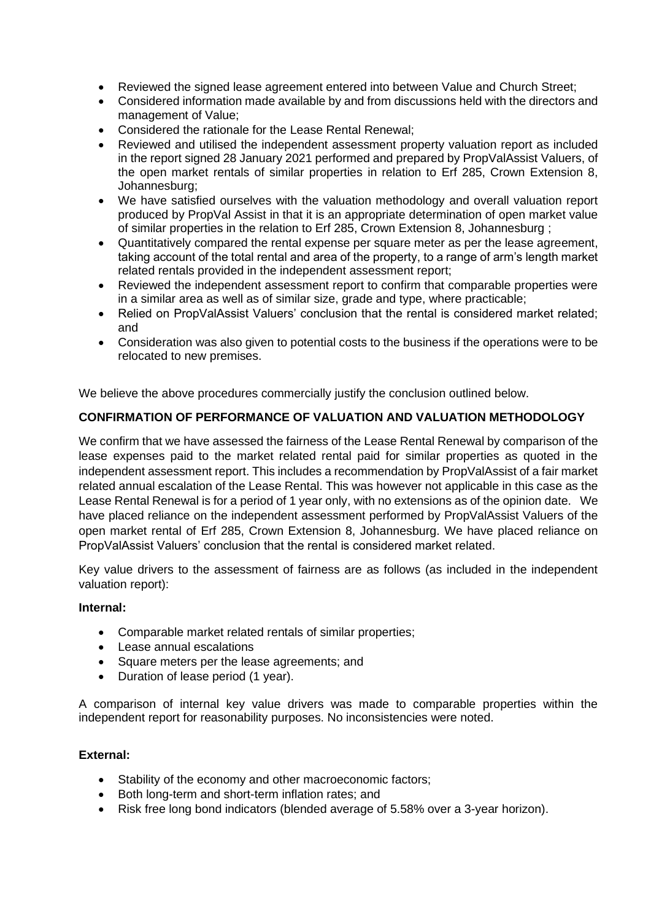- Reviewed the signed lease agreement entered into between Value and Church Street;
- Considered information made available by and from discussions held with the directors and management of Value;
- Considered the rationale for the Lease Rental Renewal;
- Reviewed and utilised the independent assessment property valuation report as included in the report signed 28 January 2021 performed and prepared by PropValAssist Valuers, of the open market rentals of similar properties in relation to Erf 285, Crown Extension 8, Johannesburg;
- We have satisfied ourselves with the valuation methodology and overall valuation report produced by PropVal Assist in that it is an appropriate determination of open market value of similar properties in the relation to Erf 285, Crown Extension 8, Johannesburg ;
- Quantitatively compared the rental expense per square meter as per the lease agreement, taking account of the total rental and area of the property, to a range of arm's length market related rentals provided in the independent assessment report;
- Reviewed the independent assessment report to confirm that comparable properties were in a similar area as well as of similar size, grade and type, where practicable;
- Relied on PropValAssist Valuers' conclusion that the rental is considered market related; and
- Consideration was also given to potential costs to the business if the operations were to be relocated to new premises.

We believe the above procedures commercially justify the conclusion outlined below.

**CONFIRMATION OF PERFORMANCE OF VALUATION AND VALUATION METHODOLOGY**

We confirm that we have assessed the fairness of the Lease Rental Renewal by comparison of the lease expenses paid to the market related rental paid for similar properties as quoted in the independent assessment report. This includes a recommendation by PropValAssist of a fair market related annual escalation of the Lease Rental. This was however not applicable in this case as the Lease Rental Renewal is for a period of 1 year only, with no extensions as of the opinion date. We have placed reliance on the independent assessment performed by PropValAssist Valuers of the open market rental of Erf 285, Crown Extension 8, Johannesburg. We have placed reliance on PropValAssist Valuers' conclusion that the rental is considered market related.

Key value drivers to the assessment of fairness are as follows (as included in the independent valuation report):

**Internal:**

- Comparable market related rentals of similar properties;
- Lease annual escalations
- Square meters per the lease agreements; and
- Duration of lease period (1 year).

A comparison of internal key value drivers was made to comparable properties within the independent report for reasonability purposes. No inconsistencies were noted.

**External:**

- Stability of the economy and other macroeconomic factors;
- Both long-term and short-term inflation rates; and
- Risk free long bond indicators (blended average of 5.58% over a 3-year horizon).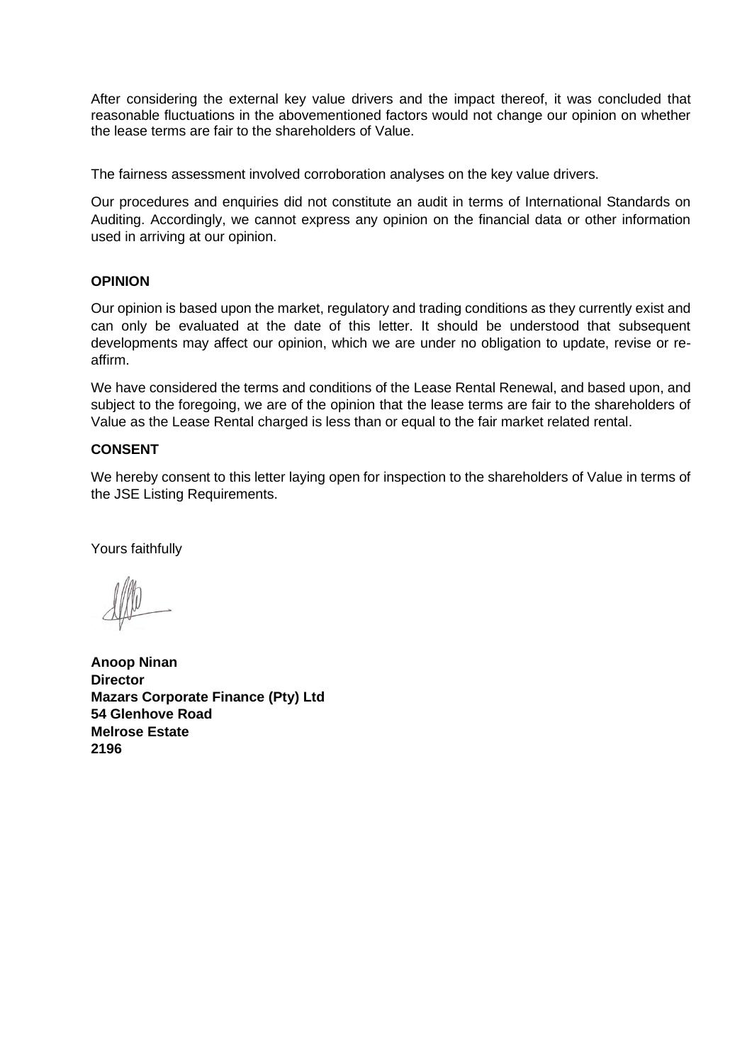After considering the external key value drivers and the impact thereof, it was concluded that reasonable fluctuations in the abovementioned factors would not change our opinion on whether the lease terms are fair to the shareholders of Value.

The fairness assessment involved corroboration analyses on the key value drivers.

Our procedures and enquiries did not constitute an audit in terms of International Standards on Auditing. Accordingly, we cannot express any opinion on the financial data or other information used in arriving at our opinion.

**OPINION**

Our opinion is based upon the market, regulatory and trading conditions as they currently exist and can only be evaluated at the date of this letter. It should be understood that subsequent developments may affect our opinion, which we are under no obligation to update, revise or re-affirm.

We have considered the terms and conditions of the Lease Rental Renewal, and based upon, and subject to the foregoing, we are of the opinion that the lease terms are fair to the shareholders of Value as the Lease Rental charged is less than or equal to the fair market related rental.

**CONSENT**

We hereby consent to this letter laying open for inspection to the shareholders of Value in terms of the JSE Listing Requirements.

Yours faithfully

**Anoop Ninan**
**Director**
**Mazars Corporate Finance (Pty) Ltd**
**54 Glenhove Road**
**Melrose Estate**
**2196**